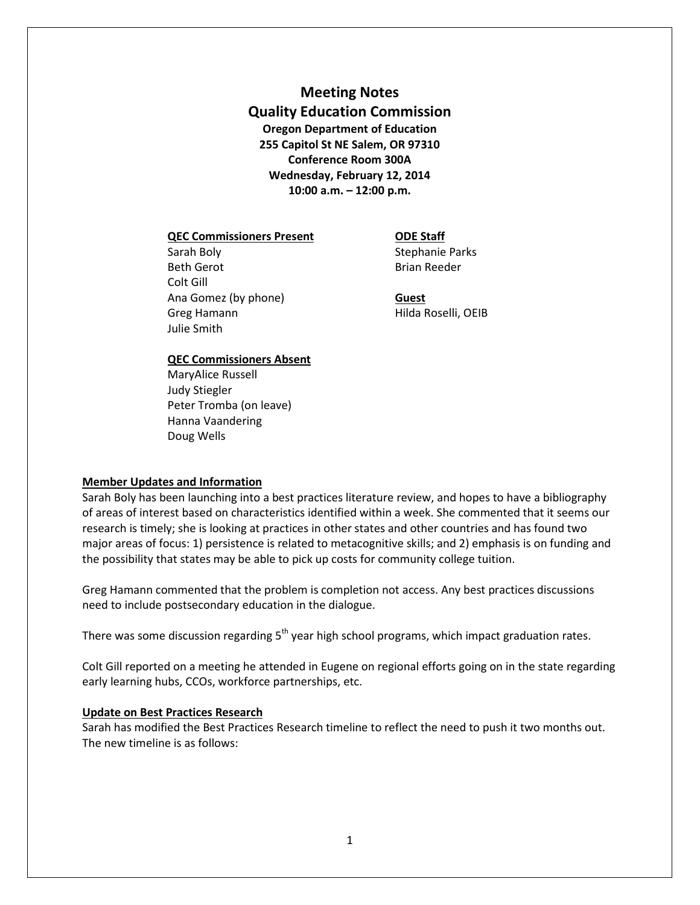# Meeting Notes

## Quality Education Commission

**Oregon Department of Education**
**255 Capitol St NE Salem, OR 97310**
**Conference Room 300A**
**Wednesday, February 12, 2014**
**10:00 a.m. – 12:00 p.m.**

**QEC Commissioners Present**
Sarah Boly
Beth Gerot
Colt Gill
Ana Gomez (by phone)
Greg Hamann
Julie Smith

**QEC Commissioners Absent**
MaryAlice Russell
Judy Stiegler
Peter Tromba (on leave)
Hanna Vaandering
Doug Wells

**ODE Staff**
Stephanie Parks
Brian Reeder

**Guest**
Hilda Roselli, OEIB

**Member Updates and Information**

Sarah Boly has been launching into a best practices literature review, and hopes to have a bibliography of areas of interest based on characteristics identified within a week. She commented that it seems our research is timely; she is looking at practices in other states and other countries and has found two major areas of focus: 1) persistence is related to metacognitive skills; and 2) emphasis is on funding and the possibility that states may be able to pick up costs for community college tuition.

Greg Hamann commented that the problem is completion not access. Any best practices discussions need to include postsecondary education in the dialogue.

There was some discussion regarding 5th year high school programs, which impact graduation rates.

Colt Gill reported on a meeting he attended in Eugene on regional efforts going on in the state regarding early learning hubs, CCOs, workforce partnerships, etc.

**Update on Best Practices Research**

Sarah has modified the Best Practices Research timeline to reflect the need to push it two months out. The new timeline is as follows: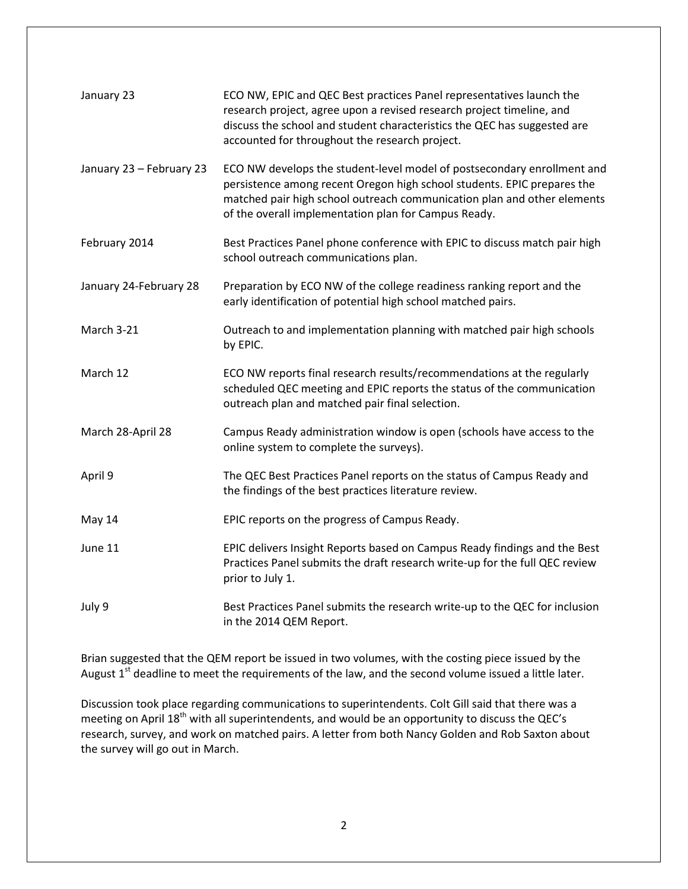| | |
|---|---|
| January 23 | ECO NW, EPIC and QEC Best practices Panel representatives launch the research project, agree upon a revised research project timeline, and discuss the school and student characteristics the QEC has suggested are accounted for throughout the research project. |
| January 23 – February 23 | ECO NW develops the student-level model of postsecondary enrollment and persistence among recent Oregon high school students. EPIC prepares the matched pair high school outreach communication plan and other elements of the overall implementation plan for Campus Ready. |
| February 2014 | Best Practices Panel phone conference with EPIC to discuss match pair high school outreach communications plan. |
| January 24-February 28 | Preparation by ECO NW of the college readiness ranking report and the early identification of potential high school matched pairs. |
| March 3-21 | Outreach to and implementation planning with matched pair high schools by EPIC. |
| March 12 | ECO NW reports final research results/recommendations at the regularly scheduled QEC meeting and EPIC reports the status of the communication outreach plan and matched pair final selection. |
| March 28-April 28 | Campus Ready administration window is open (schools have access to the online system to complete the surveys). |
| April 9 | The QEC Best Practices Panel reports on the status of Campus Ready and the findings of the best practices literature review. |
| May 14 | EPIC reports on the progress of Campus Ready. |
| June 11 | EPIC delivers Insight Reports based on Campus Ready findings and the Best Practices Panel submits the draft research write-up for the full QEC review prior to July 1. |
| July 9 | Best Practices Panel submits the research write-up to the QEC for inclusion in the 2014 QEM Report. |

Brian suggested that the QEM report be issued in two volumes, with the costing piece issued by the August 1st deadline to meet the requirements of the law, and the second volume issued a little later.

Discussion took place regarding communications to superintendents. Colt Gill said that there was a meeting on April 18th with all superintendents, and would be an opportunity to discuss the QEC's research, survey, and work on matched pairs. A letter from both Nancy Golden and Rob Saxton about the survey will go out in March.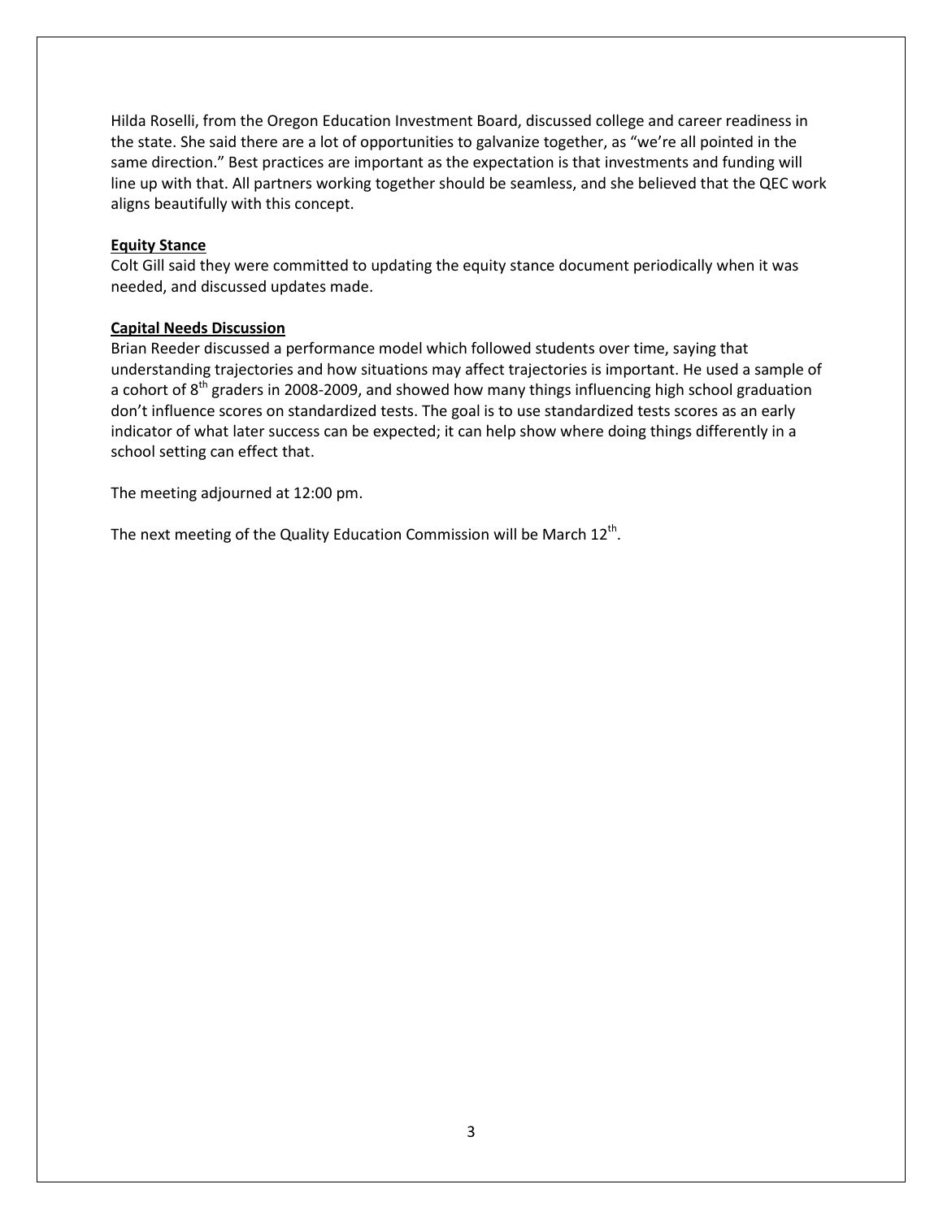Hilda Roselli, from the Oregon Education Investment Board, discussed college and career readiness in the state. She said there are a lot of opportunities to galvanize together, as "we're all pointed in the same direction." Best practices are important as the expectation is that investments and funding will line up with that. All partners working together should be seamless, and she believed that the QEC work aligns beautifully with this concept.

**Equity Stance**

Colt Gill said they were committed to updating the equity stance document periodically when it was needed, and discussed updates made.

**Capital Needs Discussion**

Brian Reeder discussed a performance model which followed students over time, saying that understanding trajectories and how situations may affect trajectories is important. He used a sample of a cohort of 8th graders in 2008-2009, and showed how many things influencing high school graduation don't influence scores on standardized tests. The goal is to use standardized tests scores as an early indicator of what later success can be expected; it can help show where doing things differently in a school setting can effect that.

The meeting adjourned at 12:00 pm.

The next meeting of the Quality Education Commission will be March 12th.